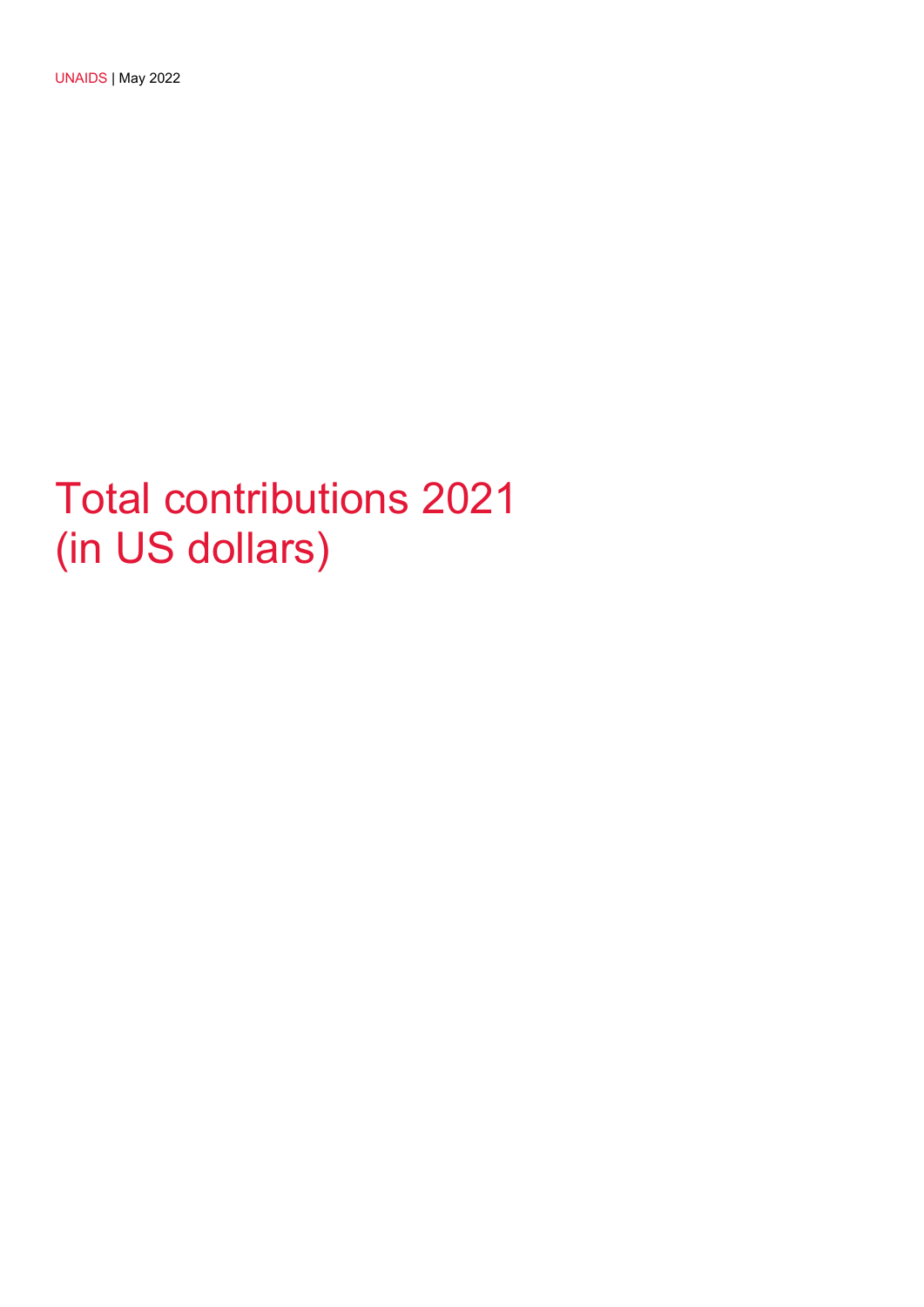UNAIDS | May 2022

# Total contributions 2021 (in US dollars)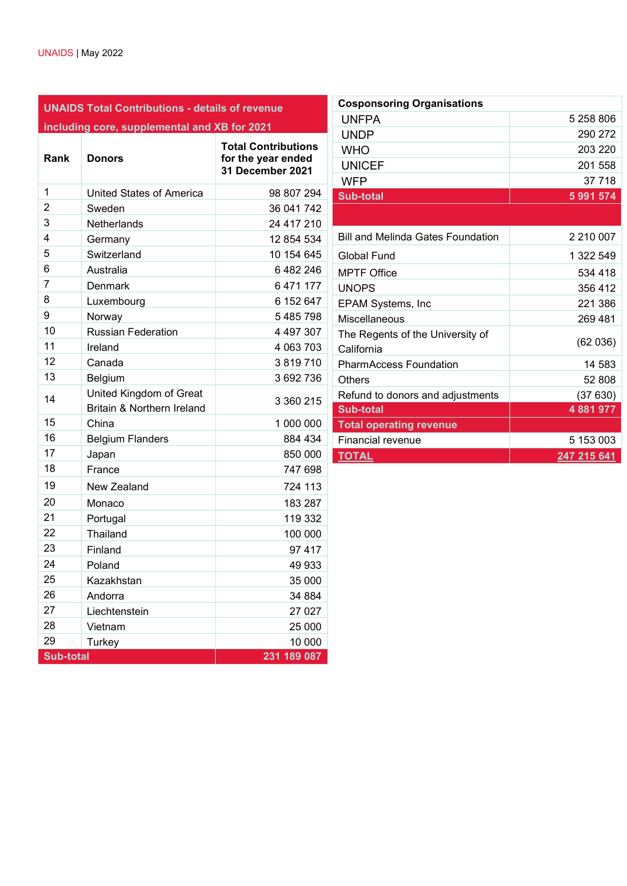| UNAIDS Total Contributions - details of revenue including core, supplemental and XB for 2021 | | |
|---|---|---|
| **Rank** | **Donors** | **Total Contributions for the year ended 31 December 2021** |
| 1 | United States of America | 98 807 294 |
| 2 | Sweden | 36 041 742 |
| 3 | Netherlands | 24 417 210 |
| 4 | Germany | 12 854 534 |
| 5 | Switzerland | 10 154 645 |
| 6 | Australia | 6 482 246 |
| 7 | Denmark | 6 471 177 |
| 8 | Luxembourg | 6 152 647 |
| 9 | Norway | 5 485 798 |
| 10 | Russian Federation | 4 497 307 |
| 11 | Ireland | 4 063 703 |
| 12 | Canada | 3 819 710 |
| 13 | Belgium | 3 692 736 |
| 14 | United Kingdom of Great Britain & Northern Ireland | 3 360 215 |
| 15 | China | 1 000 000 |
| 16 | Belgium Flanders | 884 434 |
| 17 | Japan | 850 000 |
| 18 | France | 747 698 |
| 19 | New Zealand | 724 113 |
| 20 | Monaco | 183 287 |
| 21 | Portugal | 119 332 |
| 22 | Thailand | 100 000 |
| 23 | Finland | 97 417 |
| 24 | Poland | 49 933 |
| 25 | Kazakhstan | 35 000 |
| 26 | Andorra | 34 884 |
| 27 | Liechtenstein | 27 027 |
| 28 | Vietnam | 25 000 |
| 29 | Turkey | 10 000 |
| **Sub-total** | | **231 189 087** |

| **Cosponsoring Organisations** | |
|---|---|
| UNFPA | 5 258 806 |
| UNDP | 290 272 |
| WHO | 203 220 |
| UNICEF | 201 558 |
| WFP | 37 718 |
| **Sub-total** | **5 991 574** |
| | |
| Bill and Melinda Gates Foundation | 2 210 007 |
| Global Fund | 1 322 549 |
| MPTF Office | 534 418 |
| UNOPS | 356 412 |
| EPAM Systems, Inc | 221 386 |
| Miscellaneous | 269 481 |
| The Regents of the University of California | (62 036) |
| PharmAccess Foundation | 14 583 |
| Others | 52 808 |
| Refund to donors and adjustments | (37 630) |
| **Sub-total** | **4 881 977** |
| **Total operating revenue** | |
| Financial revenue | 5 153 003 |
| **TOTAL** | **247 215 641** |